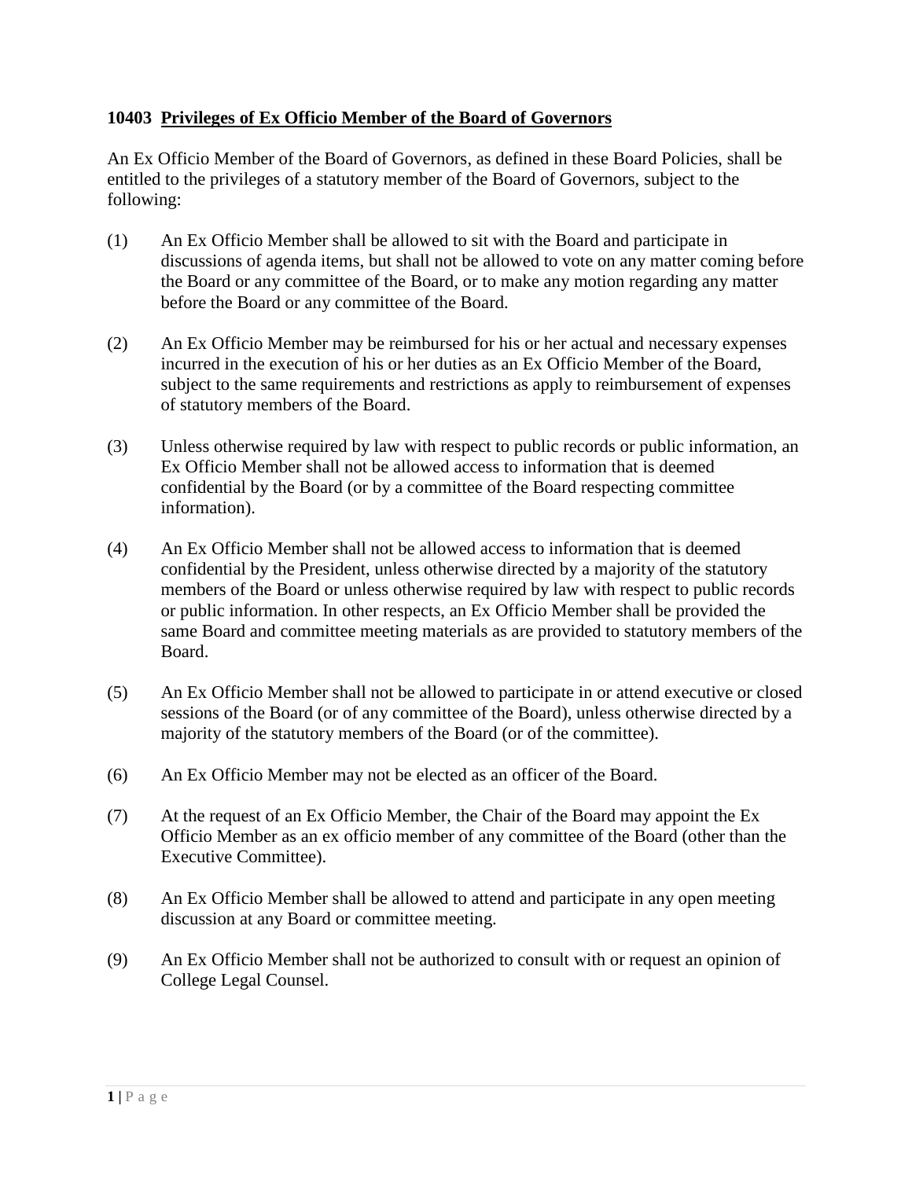**10403 Privileges of Ex Officio Member of the Board of Governors**

An Ex Officio Member of the Board of Governors, as defined in these Board Policies, shall be entitled to the privileges of a statutory member of the Board of Governors, subject to the following:

(1) An Ex Officio Member shall be allowed to sit with the Board and participate in discussions of agenda items, but shall not be allowed to vote on any matter coming before the Board or any committee of the Board, or to make any motion regarding any matter before the Board or any committee of the Board.

(2) An Ex Officio Member may be reimbursed for his or her actual and necessary expenses incurred in the execution of his or her duties as an Ex Officio Member of the Board, subject to the same requirements and restrictions as apply to reimbursement of expenses of statutory members of the Board.

(3) Unless otherwise required by law with respect to public records or public information, an Ex Officio Member shall not be allowed access to information that is deemed confidential by the Board (or by a committee of the Board respecting committee information).

(4) An Ex Officio Member shall not be allowed access to information that is deemed confidential by the President, unless otherwise directed by a majority of the statutory members of the Board or unless otherwise required by law with respect to public records or public information. In other respects, an Ex Officio Member shall be provided the same Board and committee meeting materials as are provided to statutory members of the Board.

(5) An Ex Officio Member shall not be allowed to participate in or attend executive or closed sessions of the Board (or of any committee of the Board), unless otherwise directed by a majority of the statutory members of the Board (or of the committee).

(6) An Ex Officio Member may not be elected as an officer of the Board.

(7) At the request of an Ex Officio Member, the Chair of the Board may appoint the Ex Officio Member as an ex officio member of any committee of the Board (other than the Executive Committee).

(8) An Ex Officio Member shall be allowed to attend and participate in any open meeting discussion at any Board or committee meeting.

(9) An Ex Officio Member shall not be authorized to consult with or request an opinion of College Legal Counsel.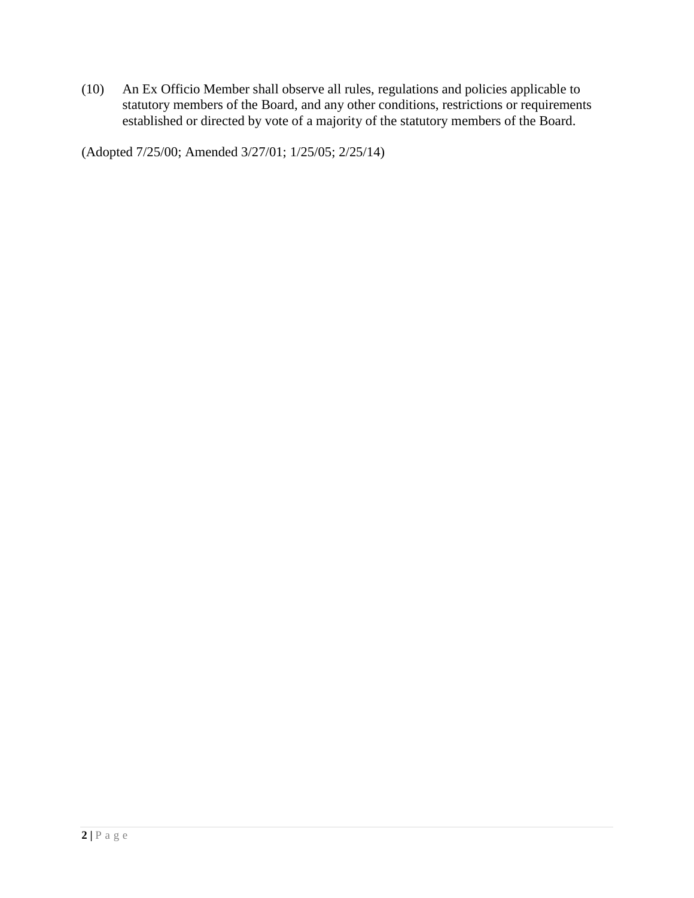(10) An Ex Officio Member shall observe all rules, regulations and policies applicable to statutory members of the Board, and any other conditions, restrictions or requirements established or directed by vote of a majority of the statutory members of the Board.

(Adopted 7/25/00; Amended 3/27/01; 1/25/05; 2/25/14)